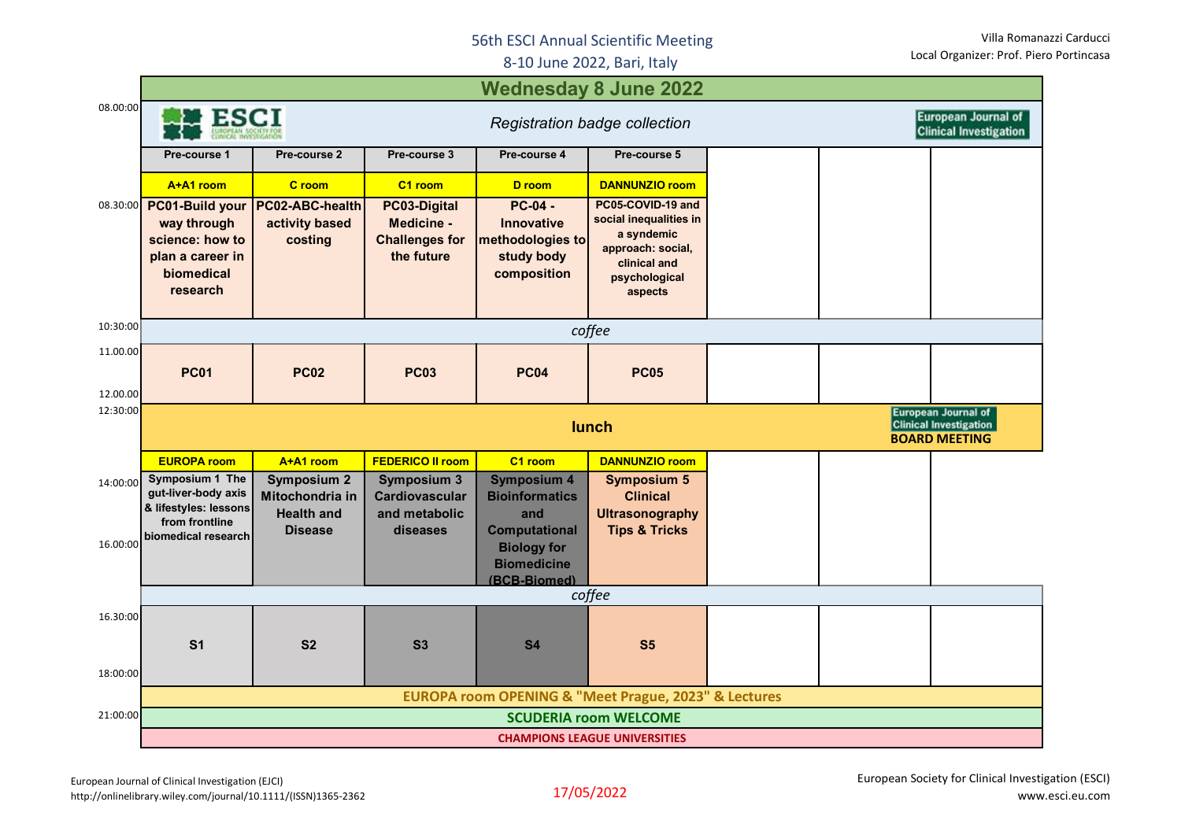# 56th ESCI Annual Scientific Meeting

8-10 June 2022, Bari, Italy

Villa Romanazzi Carducci
Local Organizer: Prof. Piero Portincasa

## Wednesday 8 June 2022

| Time | | | | | | | | |
|---|---|---|---|---|---|---|---|---|
| 08.00:00 | *Registration badge collection* | | | | | | | |
| | Pre-course 1 | Pre-course 2 | Pre-course 3 | Pre-course 4 | Pre-course 5 | | | |
| | A+A1 room | C room | C1 room | D room | DANNUNZIO room | | | |
| 08.30:00 | PC01-Build your way through science: how to plan a career in biomedical research | PC02-ABC-health activity based costing | PC03-Digital Medicine - Challenges for the future | PC-04 - Innovative methodologies to study body composition | PC05-COVID-19 and social inequalities in a syndemic approach: social, clinical and psychological aspects | | | |
| 10:30:00 | *coffee* | | | | | | | |
| 11.00.00 – 12.00.00 | PC01 | PC02 | PC03 | PC04 | PC05 | | | |
| 12:30:00 | lunch | | | | | | | European Journal of Clinical Investigation BOARD MEETING |
| | EUROPA room | A+A1 room | FEDERICO II room | C1 room | DANNUNZIO room | | | |
| 14:00:00 – 16:00:00 | Symposium 1 The gut-liver-body axis & lifestyles: lessons from frontline biomedical research | Symposium 2 Mitochondria in Health and Disease | Symposium 3 Cardiovascular and metabolic diseases | Symposium 4 Bioinformatics and Computational Biology for Biomedicine (BCB-Biomed) | Symposium 5 Clinical Ultrasonography Tips & Tricks | | | |
| | *coffee* | | | | | | | |
| 16.30:00 – 18:00:00 | S1 | S2 | S3 | S4 | S5 | | | |
| | EUROPA room OPENING & "Meet Prague, 2023" & Lectures | | | | | | | |
| 21:00:00 | SCUDERIA room WELCOME | | | | | | | |
| | CHAMPIONS LEAGUE UNIVERSITIES | | | | | | | |

European Journal of Clinical Investigation (EJCI)
http://onlinelibrary.wiley.com/journal/10.1111/(ISSN)1365-2362

17/05/2022

European Society for Clinical Investigation (ESCI)
www.esci.eu.com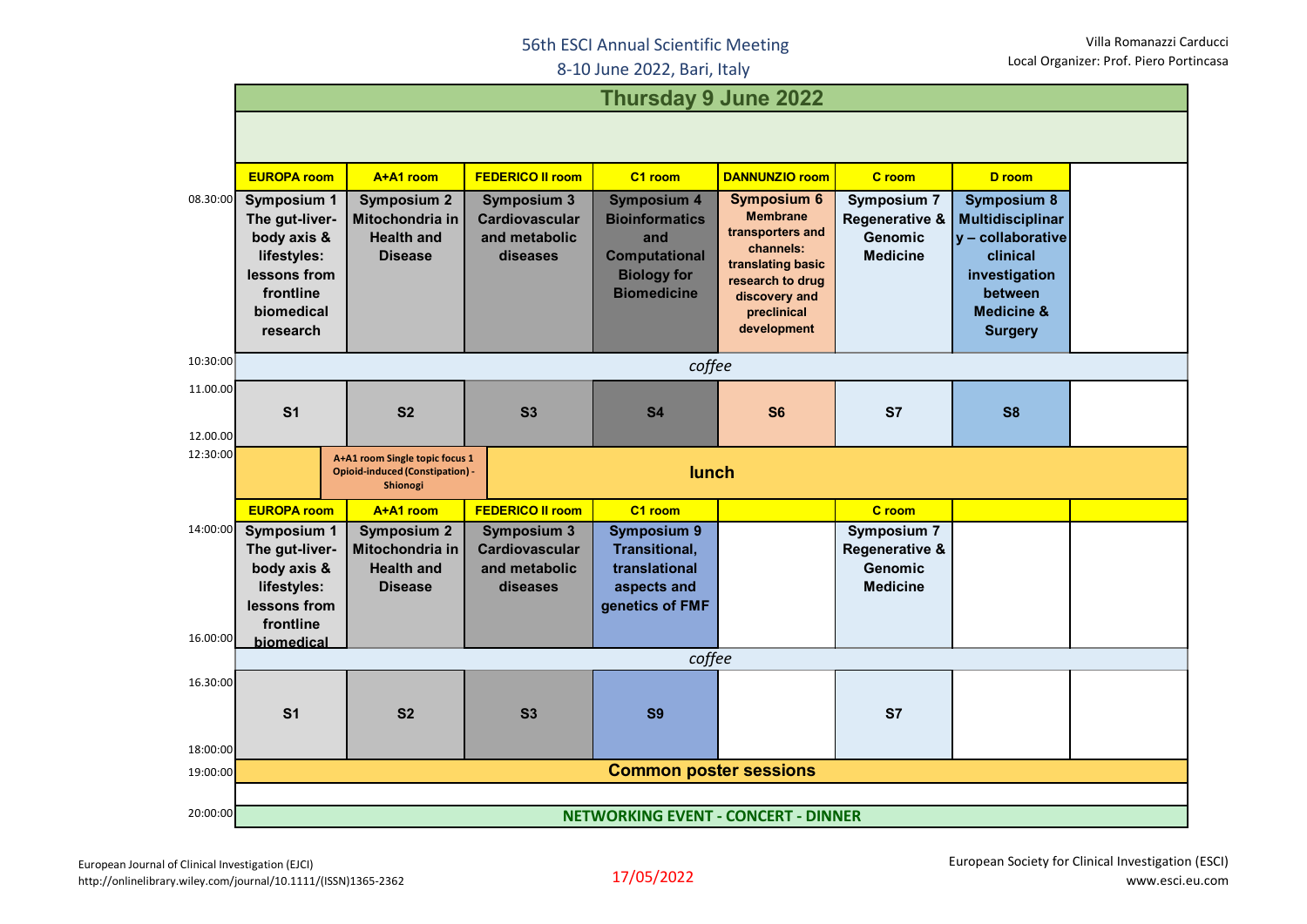# 56th ESCI Annual Scientific Meeting

8-10 June 2022, Bari, Italy

Villa Romanazzi Carducci
Local Organizer: Prof. Piero Portincasa

## Thursday 9 June 2022

| Time | EUROPA room | A+A1 room | FEDERICO II room | C1 room | DANNUNZIO room | C room | D room | |
|---|---|---|---|---|---|---|---|---|
| 08.30:00 | **Symposium 1** The gut-liver-body axis & lifestyles: lessons from frontline biomedical research | **Symposium 2** Mitochondria in Health and Disease | **Symposium 3** Cardiovascular and metabolic diseases | **Symposium 4** Bioinformatics and Computational Biology for Biomedicine | **Symposium 6** Membrane transporters and channels: translating basic research to drug discovery and preclinical development | **Symposium 7** Regenerative & Genomic Medicine | **Symposium 8** Multidisciplinary – collaborative clinical investigation between Medicine & Surgery | |
| 10:30:00 | *coffee* | | | | | | | |
| 11.00.00 – 12.00.00 | S1 | S2 | S3 | S4 | S6 | S7 | S8 | |
| 12:30:00 | | A+A1 room Single topic focus 1 Opioid-induced (Constipation) - Shionogi | | **lunch** | | | | |
| | **EUROPA room** | **A+A1 room** | **FEDERICO II room** | **C1 room** | | **C room** | | |
| 14:00:00 | **Symposium 1** The gut-liver-body axis & lifestyles: lessons from frontline biomedical | **Symposium 2** Mitochondria in Health and Disease | **Symposium 3** Cardiovascular and metabolic diseases | **Symposium 9** Transitional, translational aspects and genetics of FMF | | **Symposium 7** Regenerative & Genomic Medicine | | |
| 16:00:00 | *coffee* | | | | | | | |
| 16.30:00 – 18:00:00 | S1 | S2 | S3 | S9 | | S7 | | |
| 19:00:00 | **Common poster sessions** | | | | | | | |
| 20:00:00 | **NETWORKING EVENT - CONCERT - DINNER** | | | | | | | |

European Journal of Clinical Investigation (EJCI)
http://onlinelibrary.wiley.com/journal/10.1111/(ISSN)1365-2362

17/05/2022

European Society for Clinical Investigation (ESCI)
www.esci.eu.com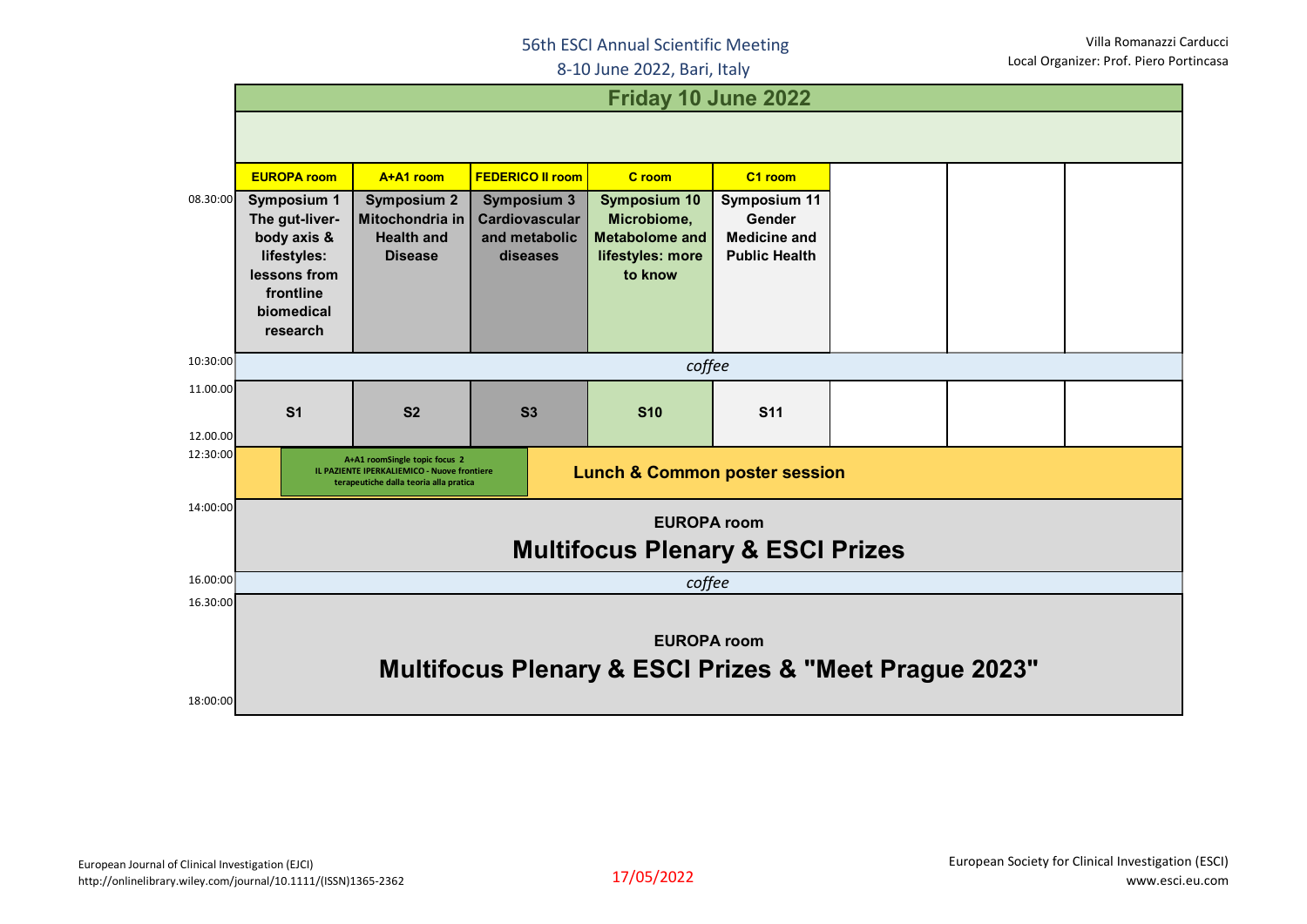56th ESCI Annual Scientific Meeting
8-10 June 2022, Bari, Italy

Villa Romanazzi Carducci
Local Organizer: Prof. Piero Portincasa

## Friday 10 June 2022

| Time | EUROPA room | A+A1 room | FEDERICO II room | C room | C1 room | | | |
|---|---|---|---|---|---|---|---|---|
| 08.30:00 | **Symposium 1 The gut-liver-body axis & lifestyles: lessons from frontline biomedical research** | **Symposium 2 Mitochondria in Health and Disease** | **Symposium 3 Cardiovascular and metabolic diseases** | **Symposium 10 Microbiome, Metabolome and lifestyles: more to know** | **Symposium 11 Gender Medicine and Public Health** | | | |
| 10:30:00 | *coffee* | | | | | | | |
| 11.00.00–12.00.00 | **S1** | **S2** | **S3** | **S10** | **S11** | | | |
| 12:30:00 | A+A1 roomSingle topic focus 2 IL PAZIENTE IPERKALIEMICO - Nuove frontiere terapeutiche dalla teoria alla pratica | | **Lunch & Common poster session** | | | | | |
| 14:00:00 | **EUROPA room — Multifocus Plenary & ESCI Prizes** | | | | | | | |
| 16.00:00 | *coffee* | | | | | | | |
| 16.30:00–18:00:00 | **EUROPA room — Multifocus Plenary & ESCI Prizes & "Meet Prague 2023"** | | | | | | | |

European Journal of Clinical Investigation (EJCI)
http://onlinelibrary.wiley.com/journal/10.1111/(ISSN)1365-2362

17/05/2022

European Society for Clinical Investigation (ESCI)
www.esci.eu.com